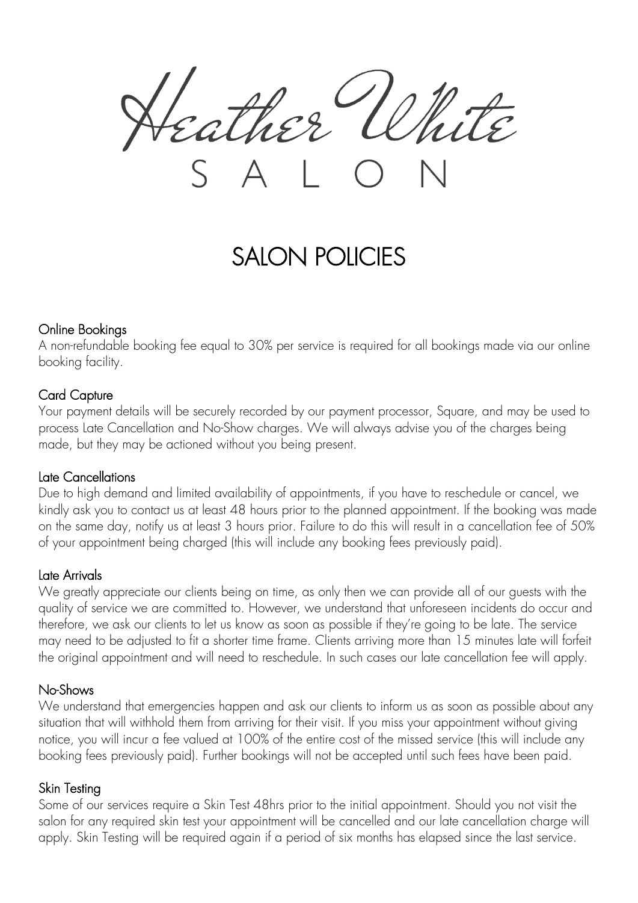# Heather White

SALON

## SALON POLICIES

### Online Bookings

A non-refundable booking fee equal to 30% per service is required for all bookings made via our online booking facility.

### Card Capture

Your payment details will be securely recorded by our payment processor, Square, and may be used to process Late Cancellation and No-Show charges. We will always advise you of the charges being made, but they may be actioned without you being present.

### Late Cancellations

Due to high demand and limited availability of appointments, if you have to reschedule or cancel, we kindly ask you to contact us at least 48 hours prior to the planned appointment. If the booking was made on the same day, notify us at least 3 hours prior. Failure to do this will result in a cancellation fee of 50% of your appointment being charged (this will include any booking fees previously paid).

### Late Arrivals

We greatly appreciate our clients being on time, as only then we can provide all of our guests with the quality of service we are committed to. However, we understand that unforeseen incidents do occur and therefore, we ask our clients to let us know as soon as possible if they're going to be late. The service may need to be adjusted to fit a shorter time frame. Clients arriving more than 15 minutes late will forfeit the original appointment and will need to reschedule. In such cases our late cancellation fee will apply.

### No-Shows

We understand that emergencies happen and ask our clients to inform us as soon as possible about any situation that will withhold them from arriving for their visit. If you miss your appointment without giving notice, you will incur a fee valued at 100% of the entire cost of the missed service (this will include any booking fees previously paid). Further bookings will not be accepted until such fees have been paid.

### Skin Testing

Some of our services require a Skin Test 48hrs prior to the initial appointment. Should you not visit the salon for any required skin test your appointment will be cancelled and our late cancellation charge will apply. Skin Testing will be required again if a period of six months has elapsed since the last service.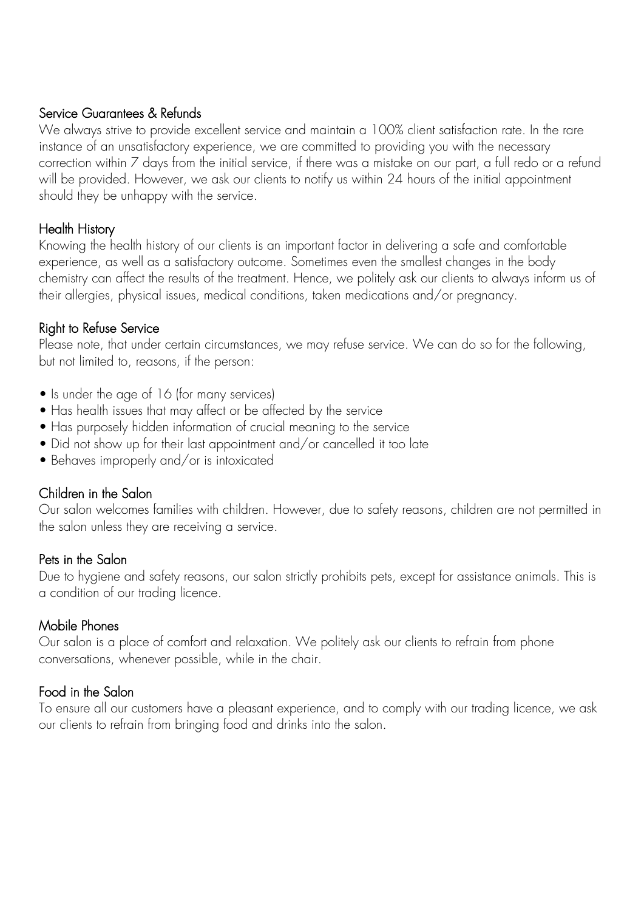### Service Guarantees & Refunds

We always strive to provide excellent service and maintain a 100% client satisfaction rate. In the rare instance of an unsatisfactory experience, we are committed to providing you with the necessary correction within 7 days from the initial service, if there was a mistake on our part, a full redo or a refund will be provided. However, we ask our clients to notify us within 24 hours of the initial appointment should they be unhappy with the service.

### Health History

Knowing the health history of our clients is an important factor in delivering a safe and comfortable experience, as well as a satisfactory outcome. Sometimes even the smallest changes in the body chemistry can affect the results of the treatment. Hence, we politely ask our clients to always inform us of their allergies, physical issues, medical conditions, taken medications and/or pregnancy.

### Right to Refuse Service

Please note, that under certain circumstances, we may refuse service. We can do so for the following, but not limited to, reasons, if the person:

- Is under the age of 16 (for many services)
- Has health issues that may affect or be affected by the service
- Has purposely hidden information of crucial meaning to the service
- Did not show up for their last appointment and/or cancelled it too late
- Behaves improperly and/or is intoxicated

### Children in the Salon

Our salon welcomes families with children. However, due to safety reasons, children are not permitted in the salon unless they are receiving a service.

### Pets in the Salon

Due to hygiene and safety reasons, our salon strictly prohibits pets, except for assistance animals. This is a condition of our trading licence.

### Mobile Phones

Our salon is a place of comfort and relaxation. We politely ask our clients to refrain from phone conversations, whenever possible, while in the chair.

### Food in the Salon

To ensure all our customers have a pleasant experience, and to comply with our trading licence, we ask our clients to refrain from bringing food and drinks into the salon.